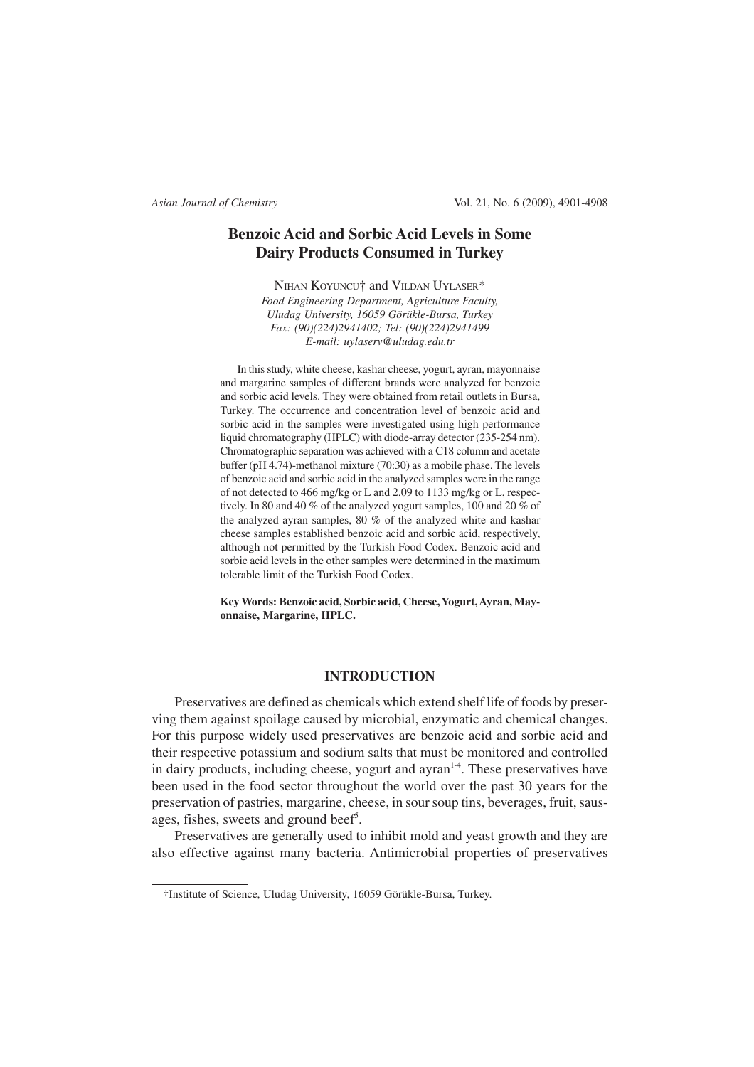# Benzoic Acid and Sorbic Acid Levels in Some Dairy Products Consumed in Turkey

NIHAN KOYUNCU† and VILDAN UYLASER*

*Food Engineering Department, Agriculture Faculty, Uludag University, 16059 Görükle-Bursa, Turkey*
*Fax: (90)(224)2941402; Tel: (90)(224)2941499*
*E-mail: uylaserv@uludag.edu.tr*

In this study, white cheese, kashar cheese, yogurt, ayran, mayonnaise and margarine samples of different brands were analyzed for benzoic and sorbic acid levels. They were obtained from retail outlets in Bursa, Turkey. The occurrence and concentration level of benzoic acid and sorbic acid in the samples were investigated using high performance liquid chromatography (HPLC) with diode-array detector (235-254 nm). Chromatographic separation was achieved with a C18 column and acetate buffer (pH 4.74)-methanol mixture (70:30) as a mobile phase. The levels of benzoic acid and sorbic acid in the analyzed samples were in the range of not detected to 466 mg/kg or L and 2.09 to 1133 mg/kg or L, respectively. In 80 and 40 % of the analyzed yogurt samples, 100 and 20 % of the analyzed ayran samples, 80 % of the analyzed white and kashar cheese samples established benzoic acid and sorbic acid, respectively, although not permitted by the Turkish Food Codex. Benzoic acid and sorbic acid levels in the other samples were determined in the maximum tolerable limit of the Turkish Food Codex.

**Key Words: Benzoic acid, Sorbic acid, Cheese, Yogurt, Ayran, Mayonnaise, Margarine, HPLC.**

## INTRODUCTION

Preservatives are defined as chemicals which extend shelf life of foods by preserving them against spoilage caused by microbial, enzymatic and chemical changes. For this purpose widely used preservatives are benzoic acid and sorbic acid and their respective potassium and sodium salts that must be monitored and controlled in dairy products, including cheese, yogurt and ayran[1-4]. These preservatives have been used in the food sector throughout the world over the past 30 years for the preservation of pastries, margarine, cheese, in sour soup tins, beverages, fruit, sausages, fishes, sweets and ground beef[5].

Preservatives are generally used to inhibit mold and yeast growth and they are also effective against many bacteria. Antimicrobial properties of preservatives

†Institute of Science, Uludag University, 16059 Görükle-Bursa, Turkey.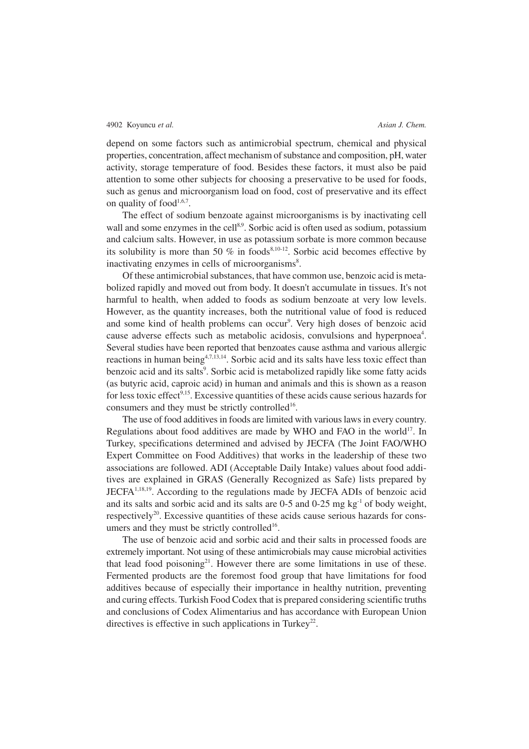depend on some factors such as antimicrobial spectrum, chemical and physical properties, concentration, affect mechanism of substance and composition, pH, water activity, storage temperature of food. Besides these factors, it must also be paid attention to some other subjects for choosing a preservative to be used for foods, such as genus and microorganism load on food, cost of preservative and its effect on quality of food[1,6,7].

The effect of sodium benzoate against microorganisms is by inactivating cell wall and some enzymes in the cell[8,9]. Sorbic acid is often used as sodium, potassium and calcium salts. However, in use as potassium sorbate is more common because its solubility is more than 50 % in foods[8,10-12]. Sorbic acid becomes effective by inactivating enzymes in cells of microorganisms[8].

Of these antimicrobial substances, that have common use, benzoic acid is metabolized rapidly and moved out from body. It doesn't accumulate in tissues. It's not harmful to health, when added to foods as sodium benzoate at very low levels. However, as the quantity increases, both the nutritional value of food is reduced and some kind of health problems can occur[9]. Very high doses of benzoic acid cause adverse effects such as metabolic acidosis, convulsions and hyperpnoea[4]. Several studies have been reported that benzoates cause asthma and various allergic reactions in human being[4,7,13,14]. Sorbic acid and its salts have less toxic effect than benzoic acid and its salts[9]. Sorbic acid is metabolized rapidly like some fatty acids (as butyric acid, caproic acid) in human and animals and this is shown as a reason for less toxic effect[9,15]. Excessive quantities of these acids cause serious hazards for consumers and they must be strictly controlled[16].

The use of food additives in foods are limited with various laws in every country. Regulations about food additives are made by WHO and FAO in the world[17]. In Turkey, specifications determined and advised by JECFA (The Joint FAO/WHO Expert Committee on Food Additives) that works in the leadership of these two associations are followed. ADI (Acceptable Daily Intake) values about food additives are explained in GRAS (Generally Recognized as Safe) lists prepared by JECFA[1,18,19]. According to the regulations made by JECFA ADIs of benzoic acid and its salts and sorbic acid and its salts are 0-5 and 0-25 mg $kg^{-1}$ of body weight, respectively[20]. Excessive quantities of these acids cause serious hazards for consumers and they must be strictly controlled[16].

The use of benzoic acid and sorbic acid and their salts in processed foods are extremely important. Not using of these antimicrobials may cause microbial activities that lead food poisoning[21]. However there are some limitations in use of these. Fermented products are the foremost food group that have limitations for food additives because of especially their importance in healthy nutrition, preventing and curing effects. Turkish Food Codex that is prepared considering scientific truths and conclusions of Codex Alimentarius and has accordance with European Union directives is effective in such applications in Turkey[22].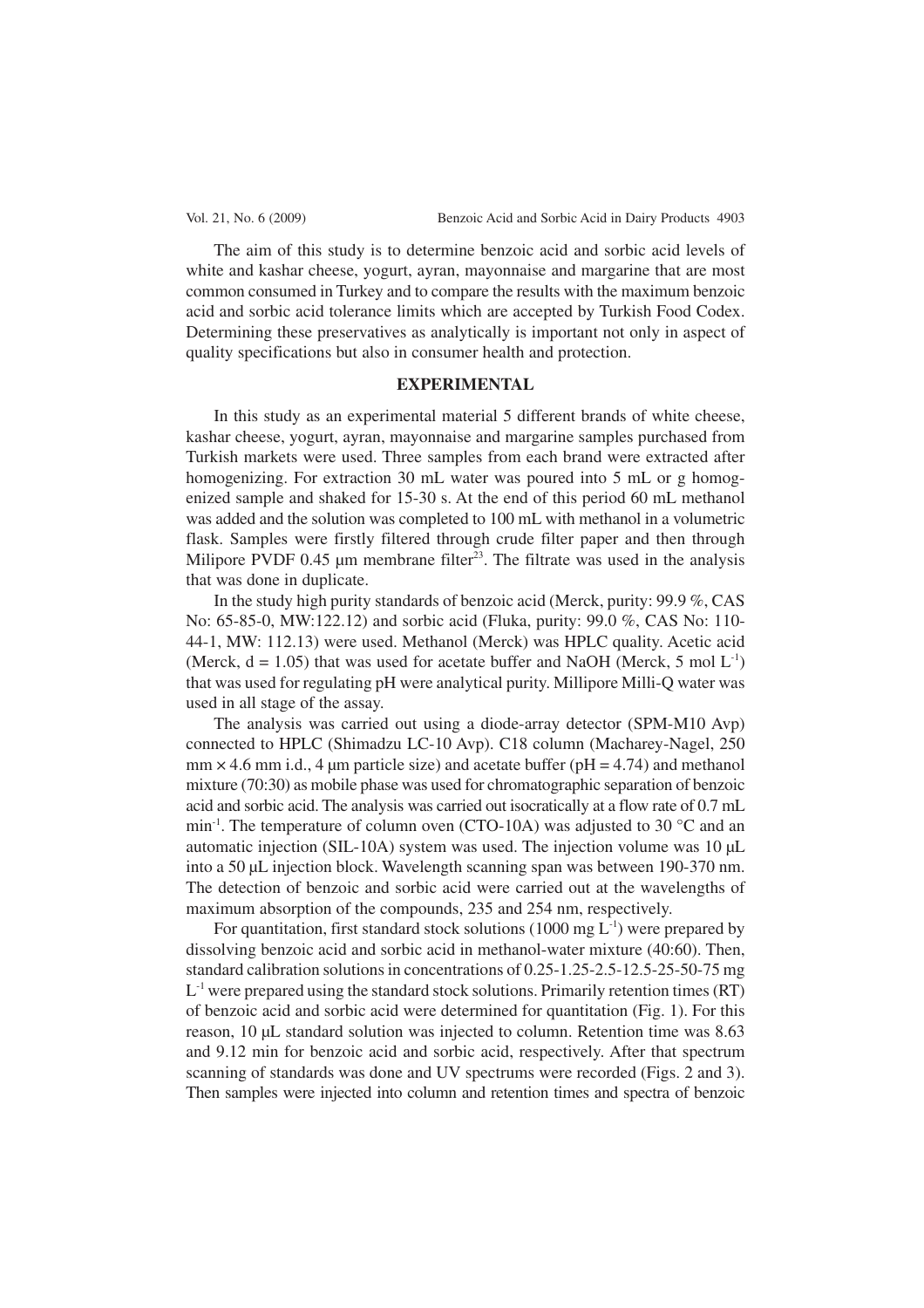The aim of this study is to determine benzoic acid and sorbic acid levels of white and kashar cheese, yogurt, ayran, mayonnaise and margarine that are most common consumed in Turkey and to compare the results with the maximum benzoic acid and sorbic acid tolerance limits which are accepted by Turkish Food Codex. Determining these preservatives as analytically is important not only in aspect of quality specifications but also in consumer health and protection.

## EXPERIMENTAL

In this study as an experimental material 5 different brands of white cheese, kashar cheese, yogurt, ayran, mayonnaise and margarine samples purchased from Turkish markets were used. Three samples from each brand were extracted after homogenizing. For extraction 30 mL water was poured into 5 mL or g homogenized sample and shaked for 15-30 s. At the end of this period 60 mL methanol was added and the solution was completed to 100 mL with methanol in a volumetric flask. Samples were firstly filtered through crude filter paper and then through Milipore PVDF 0.45 μm membrane filter[23]. The filtrate was used in the analysis that was done in duplicate.

In the study high purity standards of benzoic acid (Merck, purity: 99.9 %, CAS No: 65-85-0, MW:122.12) and sorbic acid (Fluka, purity: 99.0 %, CAS No: 110-44-1, MW: 112.13) were used. Methanol (Merck) was HPLC quality. Acetic acid (Merck, d = 1.05) that was used for acetate buffer and NaOH (Merck, 5 mol $L^{-1}$) that was used for regulating pH were analytical purity. Millipore Milli-Q water was used in all stage of the assay.

The analysis was carried out using a diode-array detector (SPM-M10 Avp) connected to HPLC (Shimadzu LC-10 Avp). C18 column (Macharey-Nagel, 250 mm × 4.6 mm i.d., 4 μm particle size) and acetate buffer (pH = 4.74) and methanol mixture (70:30) as mobile phase was used for chromatographic separation of benzoic acid and sorbic acid. The analysis was carried out isocratically at a flow rate of 0.7 mL $min^{-1}$. The temperature of column oven (CTO-10A) was adjusted to 30 °C and an automatic injection (SIL-10A) system was used. The injection volume was 10 μL into a 50 μL injection block. Wavelength scanning span was between 190-370 nm. The detection of benzoic and sorbic acid were carried out at the wavelengths of maximum absorption of the compounds, 235 and 254 nm, respectively.

For quantitation, first standard stock solutions (1000 mg $L^{-1}$) were prepared by dissolving benzoic acid and sorbic acid in methanol-water mixture (40:60). Then, standard calibration solutions in concentrations of 0.25-1.25-2.5-12.5-25-50-75 mg $L^{-1}$ were prepared using the standard stock solutions. Primarily retention times (RT) of benzoic acid and sorbic acid were determined for quantitation (Fig. 1). For this reason, 10 μL standard solution was injected to column. Retention time was 8.63 and 9.12 min for benzoic acid and sorbic acid, respectively. After that spectrum scanning of standards was done and UV spectrums were recorded (Figs. 2 and 3). Then samples were injected into column and retention times and spectra of benzoic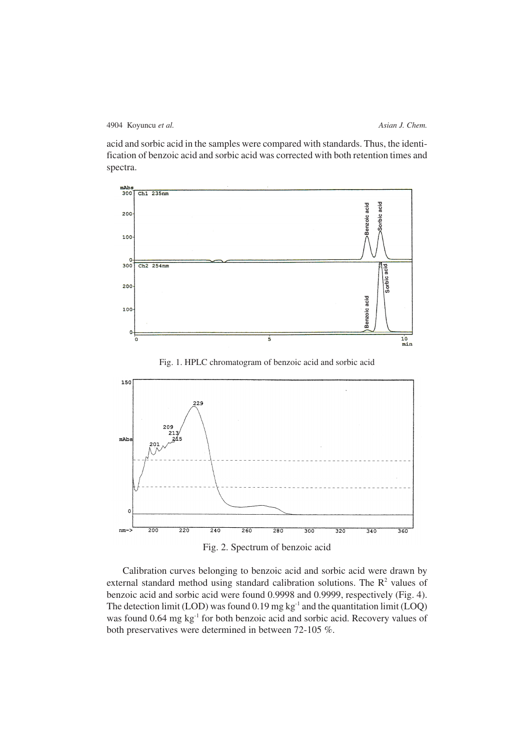acid and sorbic acid in the samples were compared with standards. Thus, the identification of benzoic acid and sorbic acid was corrected with both retention times and spectra.

Fig. 1. HPLC chromatogram of benzoic acid and sorbic acid

Fig. 2. Spectrum of benzoic acid

Calibration curves belonging to benzoic acid and sorbic acid were drawn by external standard method using standard calibration solutions. The $R^2$ values of benzoic acid and sorbic acid were found 0.9998 and 0.9999, respectively (Fig. 4). The detection limit (LOD) was found 0.19 mg $kg^{-1}$ and the quantitation limit (LOQ) was found 0.64 mg $kg^{-1}$ for both benzoic acid and sorbic acid. Recovery values of both preservatives were determined in between 72-105 %.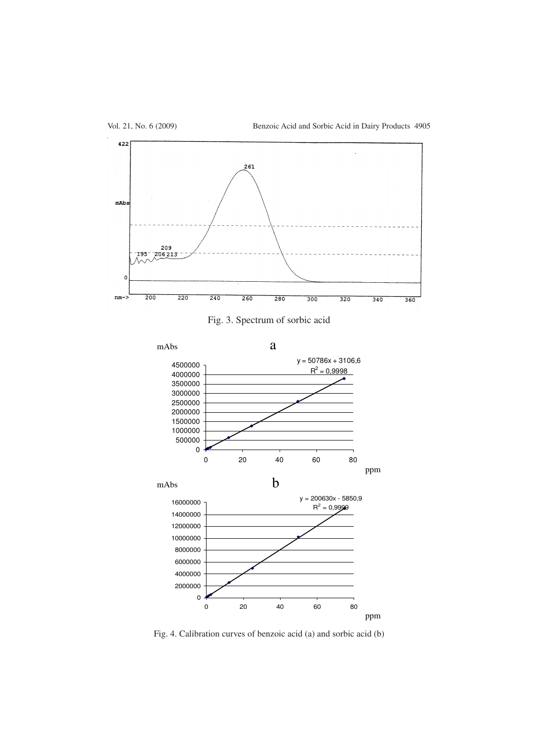Fig. 3. Spectrum of sorbic acid

Fig. 4. Calibration curves of benzoic acid (a) and sorbic acid (b)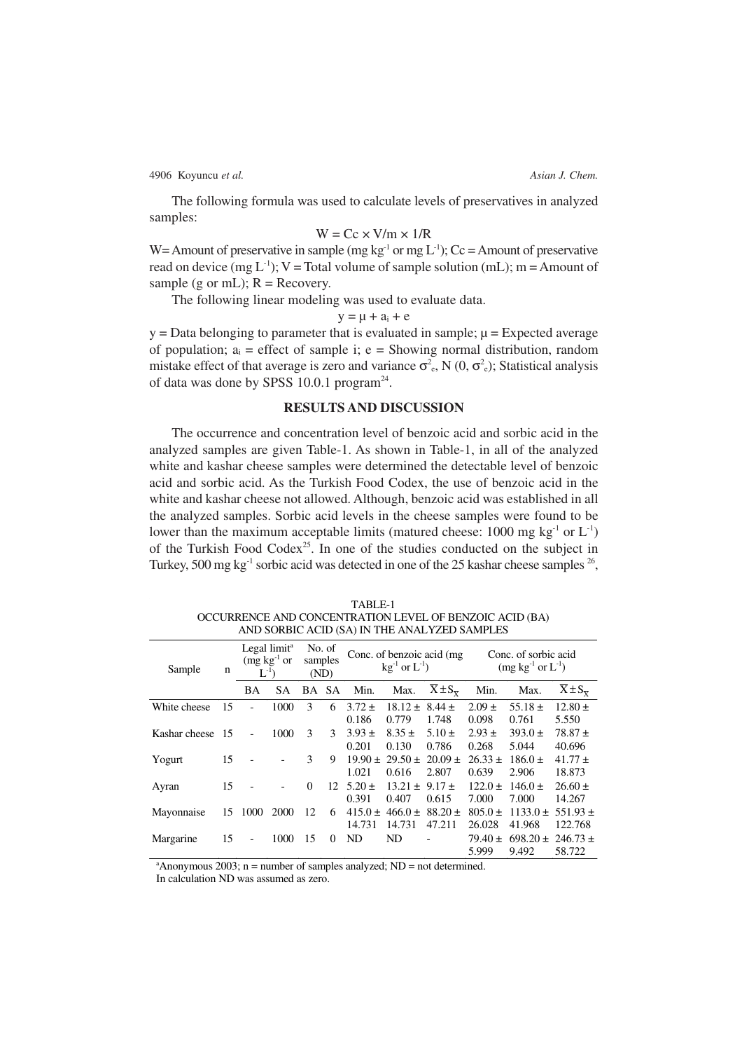The following formula was used to calculate levels of preservatives in analyzed samples:

$$W = Cc \times V/m \times 1/R$$

W= Amount of preservative in sample (mg kg$^{-1}$ or mg L$^{-1}$); Cc = Amount of preservative read on device (mg L$^{-1}$); V = Total volume of sample solution (mL); m = Amount of sample (g or mL); R = Recovery.

The following linear modeling was used to evaluate data.

$$y = \mu + a_i + e$$

y = Data belonging to parameter that is evaluated in sample; μ = Expected average of population; $a_i$ = effect of sample i; e = Showing normal distribution, random mistake effect of that average is zero and variance $\sigma^2_e$, N (0, $\sigma^2_e$); Statistical analysis of data was done by SPSS 10.0.1 program[24].

## RESULTS AND DISCUSSION

The occurrence and concentration level of benzoic acid and sorbic acid in the analyzed samples are given Table-1. As shown in Table-1, in all of the analyzed white and kashar cheese samples were determined the detectable level of benzoic acid and sorbic acid. As the Turkish Food Codex, the use of benzoic acid in the white and kashar cheese not allowed. Although, benzoic acid was established in all the analyzed samples. Sorbic acid levels in the cheese samples were found to be lower than the maximum acceptable limits (matured cheese: 1000 mg kg$^{-1}$ or L$^{-1}$) of the Turkish Food Codex[25]. In one of the studies conducted on the subject in Turkey, 500 mg kg$^{-1}$ sorbic acid was detected in one of the 25 kashar cheese samples [26],

TABLE-1
OCCURRENCE AND CONCENTRATION LEVEL OF BENZOIC ACID (BA) AND SORBIC ACID (SA) IN THE ANALYZED SAMPLES

| Sample | n | Legal limit[a] (mg kg$^{-1}$ or L$^{-1}$) | | No. of samples (ND) | | Conc. of benzoic acid (mg kg$^{-1}$ or L$^{-1}$) | | | Conc. of sorbic acid (mg kg$^{-1}$ or L$^{-1}$) | | |
|---|---|---|---|---|---|---|---|---|---|---|---|
| | | BA | SA | BA | SA | Min. | Max. | $\bar{X} \pm S_{\bar{X}}$ | Min. | Max. | $\bar{X} \pm S_{\bar{X}}$ |
| White cheese | 15 | - | 1000 | 3 | 6 | 3.72 ± 0.186 | 18.12 ± 0.779 | 8.44 ± 1.748 | 2.09 ± 0.098 | 55.18 ± 0.761 | 12.80 ± 5.550 |
| Kashar cheese | 15 | - | 1000 | 3 | 3 | 3.93 ± 0.201 | 8.35 ± 0.130 | 5.10 ± 0.786 | 2.93 ± 0.268 | 393.0 ± 5.044 | 78.87 ± 40.696 |
| Yogurt | 15 | - | - | 3 | 9 | 19.90 ± 1.021 | 29.50 ± 0.616 | 20.09 ± 2.807 | 26.33 ± 0.639 | 186.0 ± 2.906 | 41.77 ± 18.873 |
| Ayran | 15 | - | - | 0 | 12 | 5.20 ± 0.391 | 13.21 ± 0.407 | 9.17 ± 0.615 | 122.0 ± 7.000 | 146.0 ± 7.000 | 26.60 ± 14.267 |
| Mayonnaise | 15 | 1000 | 2000 | 12 | 6 | 415.0 ± 14.731 | 466.0 ± 14.731 | 88.20 ± 47.211 | 805.0 ± 26.028 | 1133.0 ± 41.968 | 551.93 ± 122.768 |
| Margarine | 15 | - | 1000 | 15 | 0 | ND | ND | - | 79.40 ± 5.999 | 698.20 ± 9.492 | 246.73 ± 58.722 |

[a]Anonymous 2003; n = number of samples analyzed; ND = not determined.
In calculation ND was assumed as zero.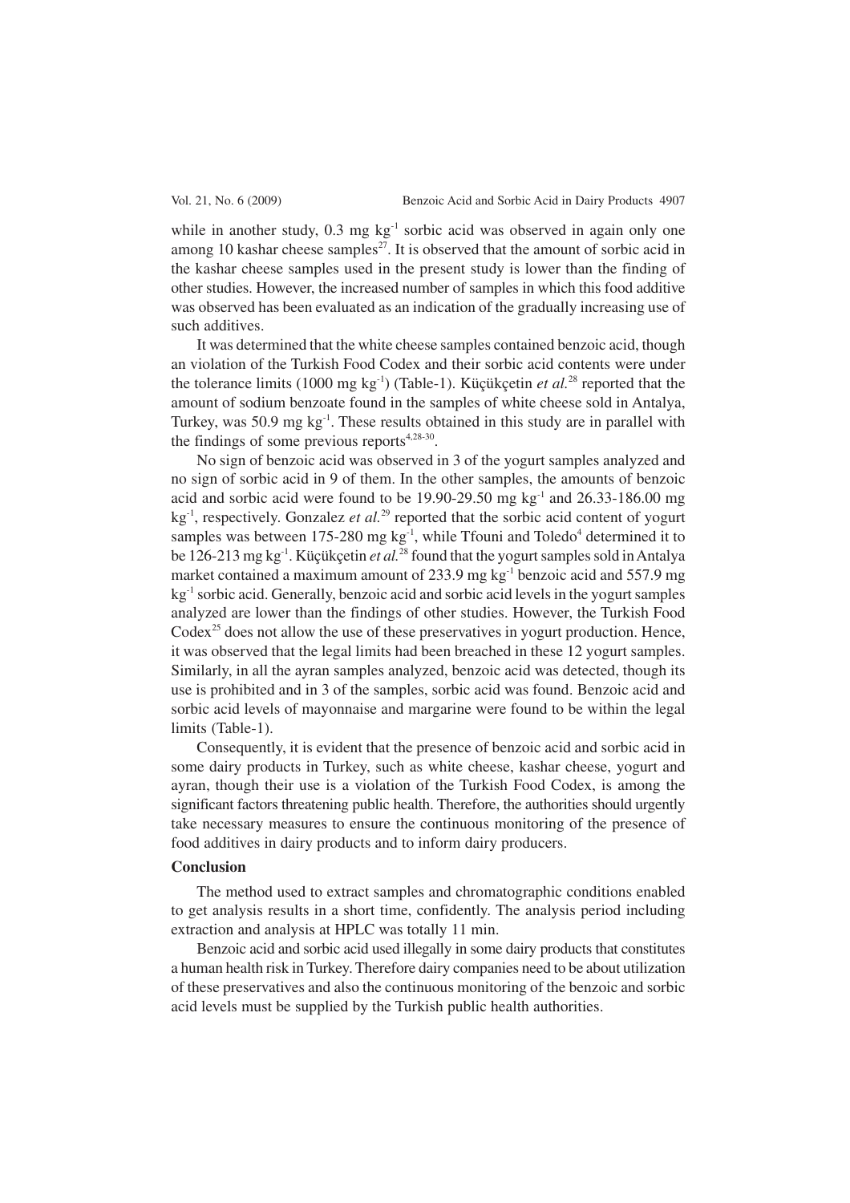while in another study, 0.3 mg $kg^{-1}$ sorbic acid was observed in again only one among 10 kashar cheese samples[27]. It is observed that the amount of sorbic acid in the kashar cheese samples used in the present study is lower than the finding of other studies. However, the increased number of samples in which this food additive was observed has been evaluated as an indication of the gradually increasing use of such additives.

It was determined that the white cheese samples contained benzoic acid, though an violation of the Turkish Food Codex and their sorbic acid contents were under the tolerance limits (1000 mg $kg^{-1}$) (Table-1). Küçükçetin *et al.*[28] reported that the amount of sodium benzoate found in the samples of white cheese sold in Antalya, Turkey, was 50.9 mg $kg^{-1}$. These results obtained in this study are in parallel with the findings of some previous reports[4,28-30].

No sign of benzoic acid was observed in 3 of the yogurt samples analyzed and no sign of sorbic acid in 9 of them. In the other samples, the amounts of benzoic acid and sorbic acid were found to be 19.90-29.50 mg $kg^{-1}$ and 26.33-186.00 mg $kg^{-1}$, respectively. Gonzalez *et al.*[29] reported that the sorbic acid content of yogurt samples was between 175-280 mg $kg^{-1}$, while Tfouni and Toledo[4] determined it to be 126-213 mg $kg^{-1}$. Küçükçetin *et al.*[28] found that the yogurt samples sold in Antalya market contained a maximum amount of 233.9 mg $kg^{-1}$ benzoic acid and 557.9 mg $kg^{-1}$ sorbic acid. Generally, benzoic acid and sorbic acid levels in the yogurt samples analyzed are lower than the findings of other studies. However, the Turkish Food Codex[25] does not allow the use of these preservatives in yogurt production. Hence, it was observed that the legal limits had been breached in these 12 yogurt samples. Similarly, in all the ayran samples analyzed, benzoic acid was detected, though its use is prohibited and in 3 of the samples, sorbic acid was found. Benzoic acid and sorbic acid levels of mayonnaise and margarine were found to be within the legal limits (Table-1).

Consequently, it is evident that the presence of benzoic acid and sorbic acid in some dairy products in Turkey, such as white cheese, kashar cheese, yogurt and ayran, though their use is a violation of the Turkish Food Codex, is among the significant factors threatening public health. Therefore, the authorities should urgently take necessary measures to ensure the continuous monitoring of the presence of food additives in dairy products and to inform dairy producers.

## Conclusion

The method used to extract samples and chromatographic conditions enabled to get analysis results in a short time, confidently. The analysis period including extraction and analysis at HPLC was totally 11 min.

Benzoic acid and sorbic acid used illegally in some dairy products that constitutes a human health risk in Turkey. Therefore dairy companies need to be about utilization of these preservatives and also the continuous monitoring of the benzoic and sorbic acid levels must be supplied by the Turkish public health authorities.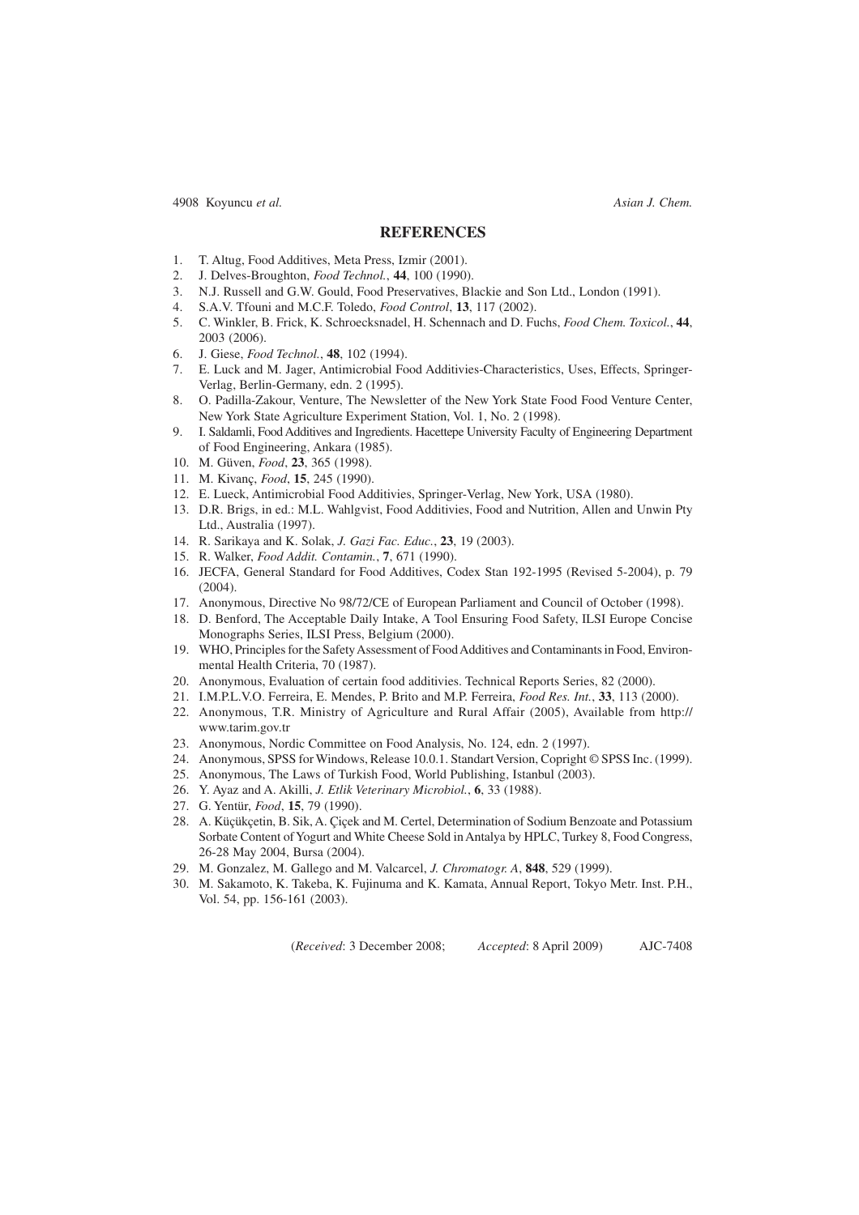## REFERENCES

1. T. Altug, Food Additives, Meta Press, Izmir (2001).
2. J. Delves-Broughton, *Food Technol.*, **44**, 100 (1990).
3. N.J. Russell and G.W. Gould, Food Preservatives, Blackie and Son Ltd., London (1991).
4. S.A.V. Tfouni and M.C.F. Toledo, *Food Control*, **13**, 117 (2002).
5. C. Winkler, B. Frick, K. Schroecksnadel, H. Schennach and D. Fuchs, *Food Chem. Toxicol.*, **44**, 2003 (2006).
6. J. Giese, *Food Technol.*, **48**, 102 (1994).
7. E. Luck and M. Jager, Antimicrobial Food Additivies-Characteristics, Uses, Effects, Springer-Verlag, Berlin-Germany, edn. 2 (1995).
8. O. Padilla-Zakour, Venture, The Newsletter of the New York State Food Food Venture Center, New York State Agriculture Experiment Station, Vol. 1, No. 2 (1998).
9. I. Saldamli, Food Additives and Ingredients. Hacettepe University Faculty of Engineering Department of Food Engineering, Ankara (1985).
10. M. Güven, *Food*, **23**, 365 (1998).
11. M. Kivanç, *Food*, **15**, 245 (1990).
12. E. Lueck, Antimicrobial Food Additivies, Springer-Verlag, New York, USA (1980).
13. D.R. Brigs, in ed.: M.L. Wahlgvist, Food Additivies, Food and Nutrition, Allen and Unwin Pty Ltd., Australia (1997).
14. R. Sarikaya and K. Solak, *J. Gazi Fac. Educ.*, **23**, 19 (2003).
15. R. Walker, *Food Addit. Contamin.*, **7**, 671 (1990).
16. JECFA, General Standard for Food Additives, Codex Stan 192-1995 (Revised 5-2004), p. 79 (2004).
17. Anonymous, Directive No 98/72/CE of European Parliament and Council of October (1998).
18. D. Benford, The Acceptable Daily Intake, A Tool Ensuring Food Safety, ILSI Europe Concise Monographs Series, ILSI Press, Belgium (2000).
19. WHO, Principles for the Safety Assessment of Food Additives and Contaminants in Food, Environmental Health Criteria, 70 (1987).
20. Anonymous, Evaluation of certain food additivies. Technical Reports Series, 82 (2000).
21. I.M.P.L.V.O. Ferreira, E. Mendes, P. Brito and M.P. Ferreira, *Food Res. Int.*, **33**, 113 (2000).
22. Anonymous, T.R. Ministry of Agriculture and Rural Affair (2005), Available from http://www.tarim.gov.tr
23. Anonymous, Nordic Committee on Food Analysis, No. 124, edn. 2 (1997).
24. Anonymous, SPSS for Windows, Release 10.0.1. Standart Version, Copright © SPSS Inc. (1999).
25. Anonymous, The Laws of Turkish Food, World Publishing, Istanbul (2003).
26. Y. Ayaz and A. Akilli, *J. Etlik Veterinary Microbiol.*, **6**, 33 (1988).
27. G. Yentür, *Food*, **15**, 79 (1990).
28. A. Küçükçetin, B. Sik, A. Çiçek and M. Certel, Determination of Sodium Benzoate and Potassium Sorbate Content of Yogurt and White Cheese Sold in Antalya by HPLC, Turkey 8, Food Congress, 26-28 May 2004, Bursa (2004).
29. M. Gonzalez, M. Gallego and M. Valcarcel, *J. Chromatogr. A*, **848**, 529 (1999).
30. M. Sakamoto, K. Takeba, K. Fujinuma and K. Kamata, Annual Report, Tokyo Metr. Inst. P.H., Vol. 54, pp. 156-161 (2003).

(*Received*: 3 December 2008; *Accepted*: 8 April 2009) AJC-7408